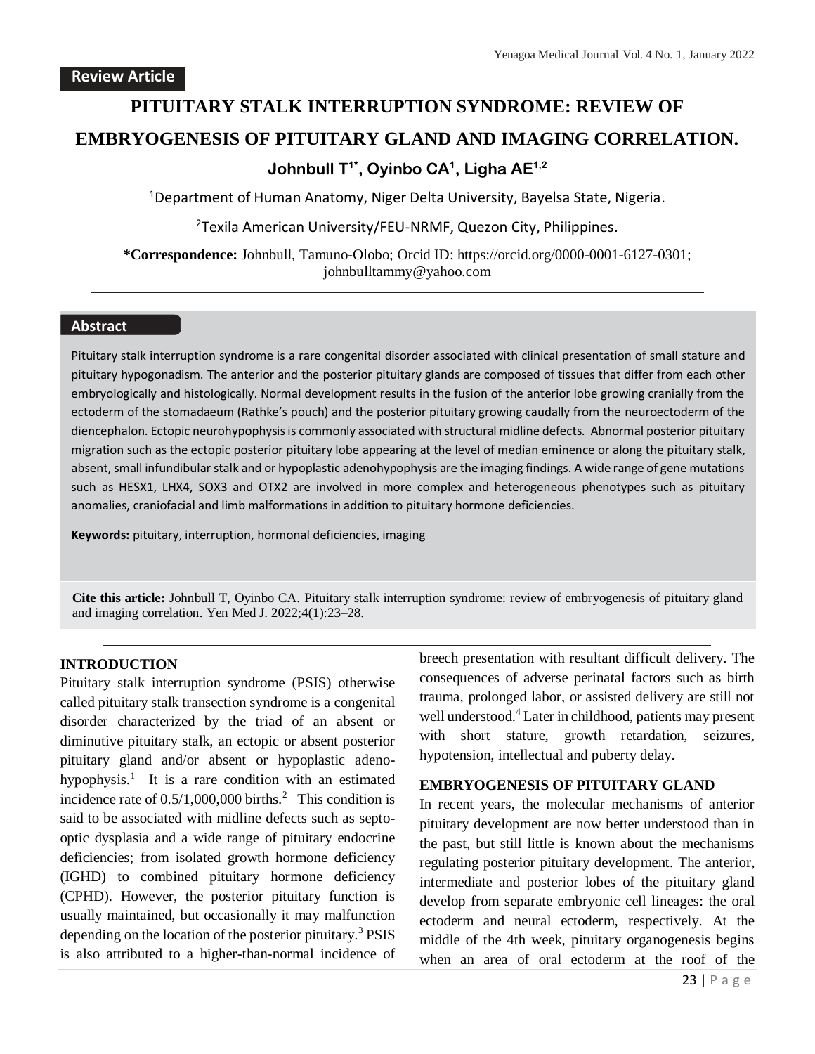Review Article

# PITUITARY STALK INTERRUPTION SYNDROME: REVIEW OF EMBRYOGENESIS OF PITUITARY GLAND AND IMAGING CORRELATION.

**Johnbull T[1*], Oyinbo CA[1], Ligha AE[1,2]**

[1]Department of Human Anatomy, Niger Delta University, Bayelsa State, Nigeria.

[2]Texila American University/FEU-NRMF, Quezon City, Philippines.

**\*Correspondence:** Johnbull, Tamuno-Olobo; Orcid ID: https://orcid.org/0000-0001-6127-0301; johnbulltammy@yahoo.com

## Abstract

Pituitary stalk interruption syndrome is a rare congenital disorder associated with clinical presentation of small stature and pituitary hypogonadism. The anterior and the posterior pituitary glands are composed of tissues that differ from each other embryologically and histologically. Normal development results in the fusion of the anterior lobe growing cranially from the ectoderm of the stomadaeum (Rathke's pouch) and the posterior pituitary growing caudally from the neuroectoderm of the diencephalon. Ectopic neurohypophysis is commonly associated with structural midline defects. Abnormal posterior pituitary migration such as the ectopic posterior pituitary lobe appearing at the level of median eminence or along the pituitary stalk, absent, small infundibular stalk and or hypoplastic adenohypophysis are the imaging findings. A wide range of gene mutations such as HESX1, LHX4, SOX3 and OTX2 are involved in more complex and heterogeneous phenotypes such as pituitary anomalies, craniofacial and limb malformations in addition to pituitary hormone deficiencies.

**Keywords:** pituitary, interruption, hormonal deficiencies, imaging

**Cite this article:** Johnbull T, Oyinbo CA. Pituitary stalk interruption syndrome: review of embryogenesis of pituitary gland and imaging correlation. Yen Med J. 2022;4(1):23–28.

## INTRODUCTION

Pituitary stalk interruption syndrome (PSIS) otherwise called pituitary stalk transection syndrome is a congenital disorder characterized by the triad of an absent or diminutive pituitary stalk, an ectopic or absent posterior pituitary gland and/or absent or hypoplastic adeno-hypophysis.[1] It is a rare condition with an estimated incidence rate of 0.5/1,000,000 births.[2] This condition is said to be associated with midline defects such as septo-optic dysplasia and a wide range of pituitary endocrine deficiencies; from isolated growth hormone deficiency (IGHD) to combined pituitary hormone deficiency (CPHD). However, the posterior pituitary function is usually maintained, but occasionally it may malfunction depending on the location of the posterior pituitary.[3] PSIS is also attributed to a higher-than-normal incidence of breech presentation with resultant difficult delivery. The consequences of adverse perinatal factors such as birth trauma, prolonged labor, or assisted delivery are still not well understood.[4] Later in childhood, patients may present with short stature, growth retardation, seizures, hypotension, intellectual and puberty delay.

## EMBRYOGENESIS OF PITUITARY GLAND

In recent years, the molecular mechanisms of anterior pituitary development are now better understood than in the past, but still little is known about the mechanisms regulating posterior pituitary development. The anterior, intermediate and posterior lobes of the pituitary gland develop from separate embryonic cell lineages: the oral ectoderm and neural ectoderm, respectively. At the middle of the 4th week, pituitary organogenesis begins when an area of oral ectoderm at the roof of the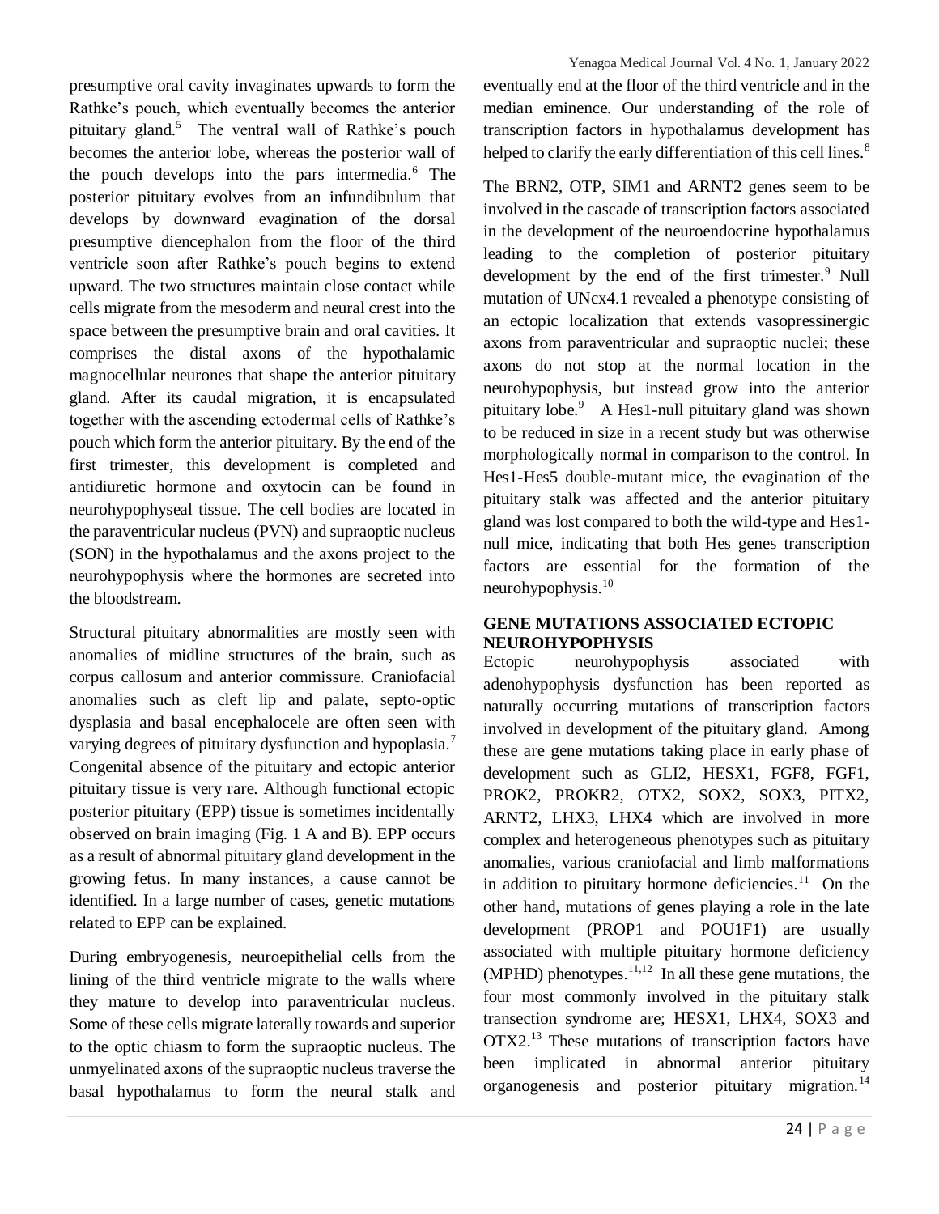presumptive oral cavity invaginates upwards to form the Rathke's pouch, which eventually becomes the anterior pituitary gland.[5] The ventral wall of Rathke's pouch becomes the anterior lobe, whereas the posterior wall of the pouch develops into the pars intermedia.[6] The posterior pituitary evolves from an infundibulum that develops by downward evagination of the dorsal presumptive diencephalon from the floor of the third ventricle soon after Rathke's pouch begins to extend upward. The two structures maintain close contact while cells migrate from the mesoderm and neural crest into the space between the presumptive brain and oral cavities. It comprises the distal axons of the hypothalamic magnocellular neurones that shape the anterior pituitary gland. After its caudal migration, it is encapsulated together with the ascending ectodermal cells of Rathke's pouch which form the anterior pituitary. By the end of the first trimester, this development is completed and antidiuretic hormone and oxytocin can be found in neurohypophyseal tissue. The cell bodies are located in the paraventricular nucleus (PVN) and supraoptic nucleus (SON) in the hypothalamus and the axons project to the neurohypophysis where the hormones are secreted into the bloodstream.

Structural pituitary abnormalities are mostly seen with anomalies of midline structures of the brain, such as corpus callosum and anterior commissure. Craniofacial anomalies such as cleft lip and palate, septo-optic dysplasia and basal encephalocele are often seen with varying degrees of pituitary dysfunction and hypoplasia.[7] Congenital absence of the pituitary and ectopic anterior pituitary tissue is very rare. Although functional ectopic posterior pituitary (EPP) tissue is sometimes incidentally observed on brain imaging (Fig. 1 A and B). EPP occurs as a result of abnormal pituitary gland development in the growing fetus. In many instances, a cause cannot be identified. In a large number of cases, genetic mutations related to EPP can be explained.

During embryogenesis, neuroepithelial cells from the lining of the third ventricle migrate to the walls where they mature to develop into paraventricular nucleus. Some of these cells migrate laterally towards and superior to the optic chiasm to form the supraoptic nucleus. The unmyelinated axons of the supraoptic nucleus traverse the basal hypothalamus to form the neural stalk and eventually end at the floor of the third ventricle and in the median eminence. Our understanding of the role of transcription factors in hypothalamus development has helped to clarify the early differentiation of this cell lines.[8]

The BRN2, OTP, SIM1 and ARNT2 genes seem to be involved in the cascade of transcription factors associated in the development of the neuroendocrine hypothalamus leading to the completion of posterior pituitary development by the end of the first trimester.[9] Null mutation of UNcx4.1 revealed a phenotype consisting of an ectopic localization that extends vasopressinergic axons from paraventricular and supraoptic nuclei; these axons do not stop at the normal location in the neurohypophysis, but instead grow into the anterior pituitary lobe.[9] A Hes1-null pituitary gland was shown to be reduced in size in a recent study but was otherwise morphologically normal in comparison to the control. In Hes1-Hes5 double-mutant mice, the evagination of the pituitary stalk was affected and the anterior pituitary gland was lost compared to both the wild-type and Hes1-null mice, indicating that both Hes genes transcription factors are essential for the formation of the neurohypophysis.[10]

## GENE MUTATIONS ASSOCIATED ECTOPIC NEUROHYPOPHYSIS

Ectopic neurohypophysis associated with adenohypophysis dysfunction has been reported as naturally occurring mutations of transcription factors involved in development of the pituitary gland. Among these are gene mutations taking place in early phase of development such as GLI2, HESX1, FGF8, FGF1, PROK2, PROKR2, OTX2, SOX2, SOX3, PITX2, ARNT2, LHX3, LHX4 which are involved in more complex and heterogeneous phenotypes such as pituitary anomalies, various craniofacial and limb malformations in addition to pituitary hormone deficiencies.[11] On the other hand, mutations of genes playing a role in the late development (PROP1 and POU1F1) are usually associated with multiple pituitary hormone deficiency (MPHD) phenotypes.[11,12] In all these gene mutations, the four most commonly involved in the pituitary stalk transection syndrome are; HESX1, LHX4, SOX3 and OTX2.[13] These mutations of transcription factors have been implicated in abnormal anterior pituitary organogenesis and posterior pituitary migration.[14]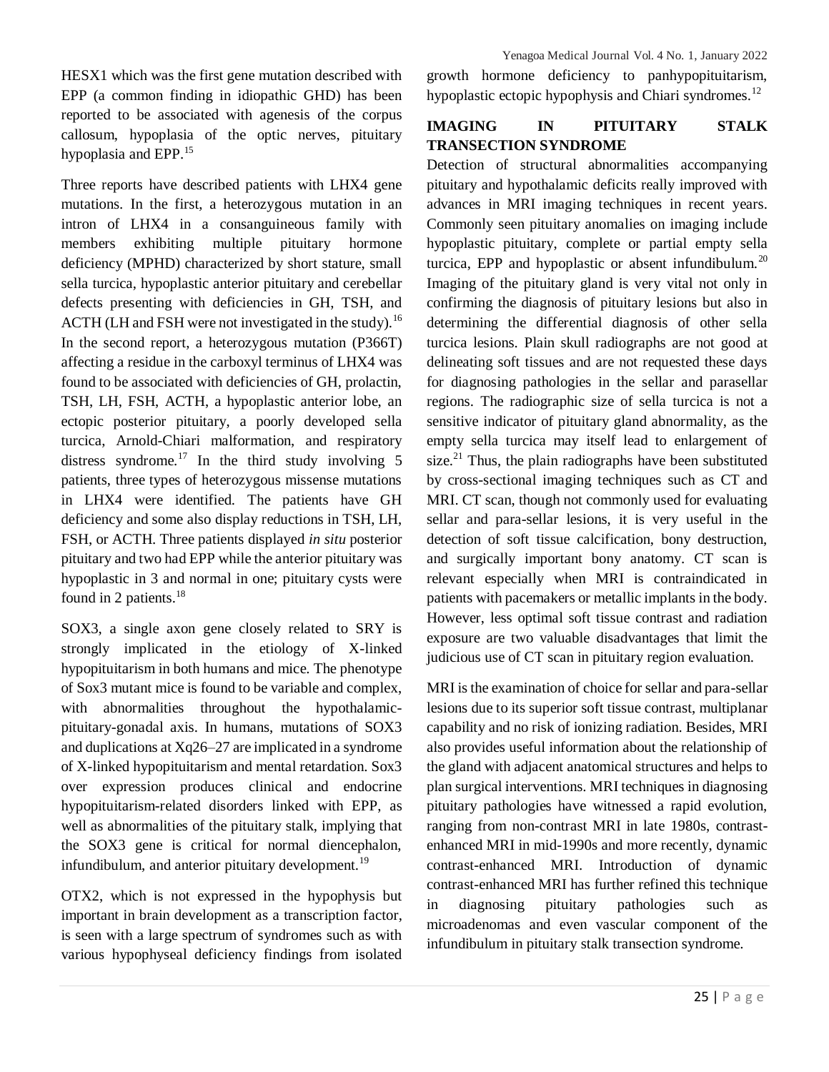HESX1 which was the first gene mutation described with EPP (a common finding in idiopathic GHD) has been reported to be associated with agenesis of the corpus callosum, hypoplasia of the optic nerves, pituitary hypoplasia and EPP.[15]

Three reports have described patients with LHX4 gene mutations. In the first, a heterozygous mutation in an intron of LHX4 in a consanguineous family with members exhibiting multiple pituitary hormone deficiency (MPHD) characterized by short stature, small sella turcica, hypoplastic anterior pituitary and cerebellar defects presenting with deficiencies in GH, TSH, and ACTH (LH and FSH were not investigated in the study).[16] In the second report, a heterozygous mutation (P366T) affecting a residue in the carboxyl terminus of LHX4 was found to be associated with deficiencies of GH, prolactin, TSH, LH, FSH, ACTH, a hypoplastic anterior lobe, an ectopic posterior pituitary, a poorly developed sella turcica, Arnold-Chiari malformation, and respiratory distress syndrome.[17] In the third study involving 5 patients, three types of heterozygous missense mutations in LHX4 were identified. The patients have GH deficiency and some also display reductions in TSH, LH, FSH, or ACTH. Three patients displayed *in situ* posterior pituitary and two had EPP while the anterior pituitary was hypoplastic in 3 and normal in one; pituitary cysts were found in 2 patients.[18]

SOX3, a single axon gene closely related to SRY is strongly implicated in the etiology of X-linked hypopituitarism in both humans and mice. The phenotype of Sox3 mutant mice is found to be variable and complex, with abnormalities throughout the hypothalamic-pituitary-gonadal axis. In humans, mutations of SOX3 and duplications at Xq26–27 are implicated in a syndrome of X-linked hypopituitarism and mental retardation. Sox3 over expression produces clinical and endocrine hypopituitarism-related disorders linked with EPP, as well as abnormalities of the pituitary stalk, implying that the SOX3 gene is critical for normal diencephalon, infundibulum, and anterior pituitary development.[19]

OTX2, which is not expressed in the hypophysis but important in brain development as a transcription factor, is seen with a large spectrum of syndromes such as with various hypophyseal deficiency findings from isolated growth hormone deficiency to panhypopituitarism, hypoplastic ectopic hypophysis and Chiari syndromes.[12]

## IMAGING IN PITUITARY STALK TRANSECTION SYNDROME

Detection of structural abnormalities accompanying pituitary and hypothalamic deficits really improved with advances in MRI imaging techniques in recent years. Commonly seen pituitary anomalies on imaging include hypoplastic pituitary, complete or partial empty sella turcica, EPP and hypoplastic or absent infundibulum.[20] Imaging of the pituitary gland is very vital not only in confirming the diagnosis of pituitary lesions but also in determining the differential diagnosis of other sella turcica lesions. Plain skull radiographs are not good at delineating soft tissues and are not requested these days for diagnosing pathologies in the sellar and parasellar regions. The radiographic size of sella turcica is not a sensitive indicator of pituitary gland abnormality, as the empty sella turcica may itself lead to enlargement of size.[21] Thus, the plain radiographs have been substituted by cross-sectional imaging techniques such as CT and MRI. CT scan, though not commonly used for evaluating sellar and para-sellar lesions, it is very useful in the detection of soft tissue calcification, bony destruction, and surgically important bony anatomy. CT scan is relevant especially when MRI is contraindicated in patients with pacemakers or metallic implants in the body. However, less optimal soft tissue contrast and radiation exposure are two valuable disadvantages that limit the judicious use of CT scan in pituitary region evaluation.

MRI is the examination of choice for sellar and para-sellar lesions due to its superior soft tissue contrast, multiplanar capability and no risk of ionizing radiation. Besides, MRI also provides useful information about the relationship of the gland with adjacent anatomical structures and helps to plan surgical interventions. MRI techniques in diagnosing pituitary pathologies have witnessed a rapid evolution, ranging from non-contrast MRI in late 1980s, contrast-enhanced MRI in mid-1990s and more recently, dynamic contrast-enhanced MRI. Introduction of dynamic contrast-enhanced MRI has further refined this technique in diagnosing pituitary pathologies such as microadenomas and even vascular component of the infundibulum in pituitary stalk transection syndrome.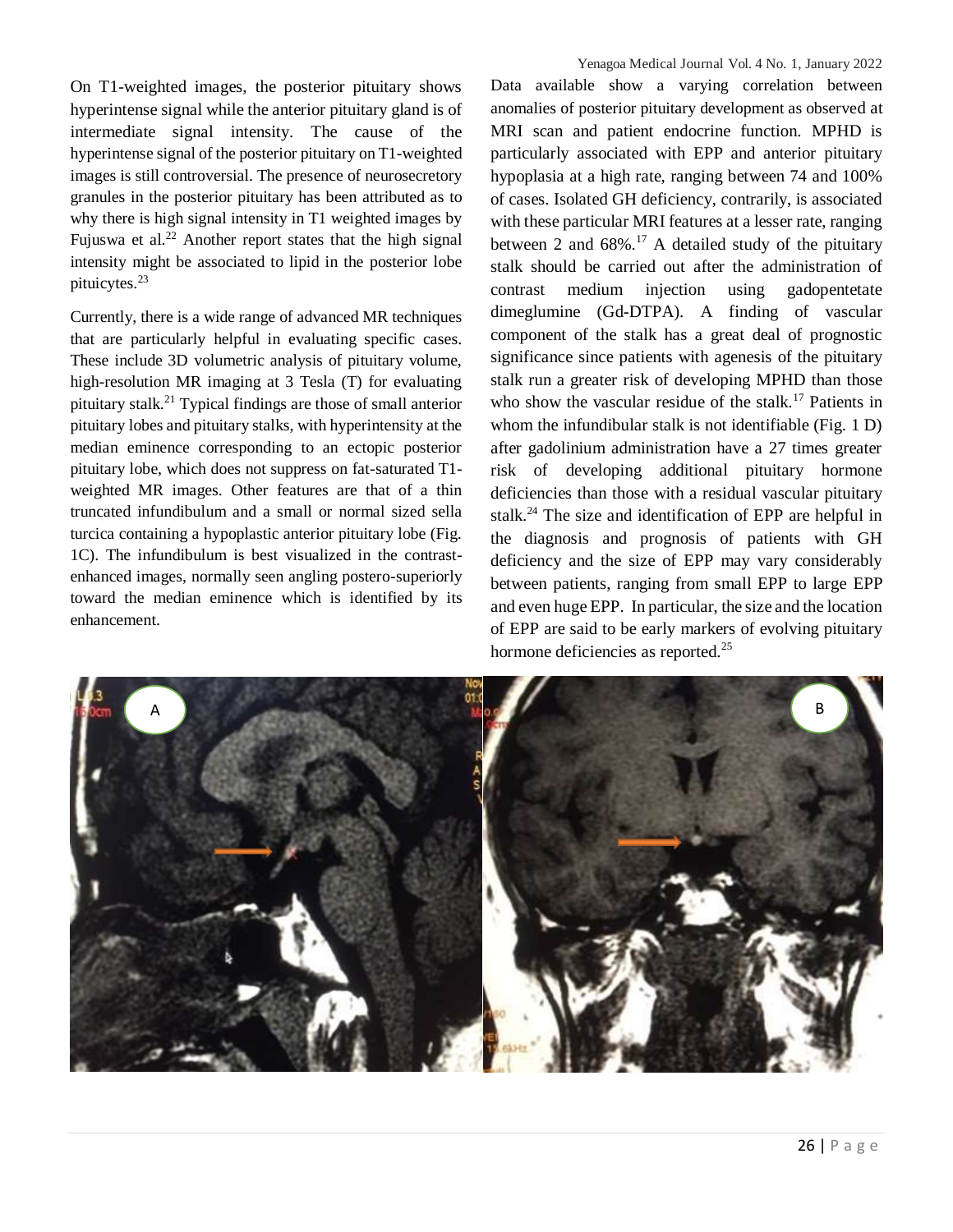On T1-weighted images, the posterior pituitary shows hyperintense signal while the anterior pituitary gland is of intermediate signal intensity. The cause of the hyperintense signal of the posterior pituitary on T1-weighted images is still controversial. The presence of neurosecretory granules in the posterior pituitary has been attributed as to why there is high signal intensity in T1 weighted images by Fujuswa et al.[22] Another report states that the high signal intensity might be associated to lipid in the posterior lobe pituicytes.[23]

Currently, there is a wide range of advanced MR techniques that are particularly helpful in evaluating specific cases. These include 3D volumetric analysis of pituitary volume, high-resolution MR imaging at 3 Tesla (T) for evaluating pituitary stalk.[21] Typical findings are those of small anterior pituitary lobes and pituitary stalks, with hyperintensity at the median eminence corresponding to an ectopic posterior pituitary lobe, which does not suppress on fat-saturated T1-weighted MR images. Other features are that of a thin truncated infundibulum and a small or normal sized sella turcica containing a hypoplastic anterior pituitary lobe (Fig. 1C). The infundibulum is best visualized in the contrast-enhanced images, normally seen angling postero-superiorly toward the median eminence which is identified by its enhancement.

Data available show a varying correlation between anomalies of posterior pituitary development as observed at MRI scan and patient endocrine function. MPHD is particularly associated with EPP and anterior pituitary hypoplasia at a high rate, ranging between 74 and 100% of cases. Isolated GH deficiency, contrarily, is associated with these particular MRI features at a lesser rate, ranging between 2 and 68%.[17] A detailed study of the pituitary stalk should be carried out after the administration of contrast medium injection using gadopentetate dimeglumine (Gd-DTPA). A finding of vascular component of the stalk has a great deal of prognostic significance since patients with agenesis of the pituitary stalk run a greater risk of developing MPHD than those who show the vascular residue of the stalk.[17] Patients in whom the infundibular stalk is not identifiable (Fig. 1 D) after gadolinium administration have a 27 times greater risk of developing additional pituitary hormone deficiencies than those with a residual vascular pituitary stalk.[24] The size and identification of EPP are helpful in the diagnosis and prognosis of patients with GH deficiency and the size of EPP may vary considerably between patients, ranging from small EPP to large EPP and even huge EPP. In particular, the size and the location of EPP are said to be early markers of evolving pituitary hormone deficiencies as reported.[25]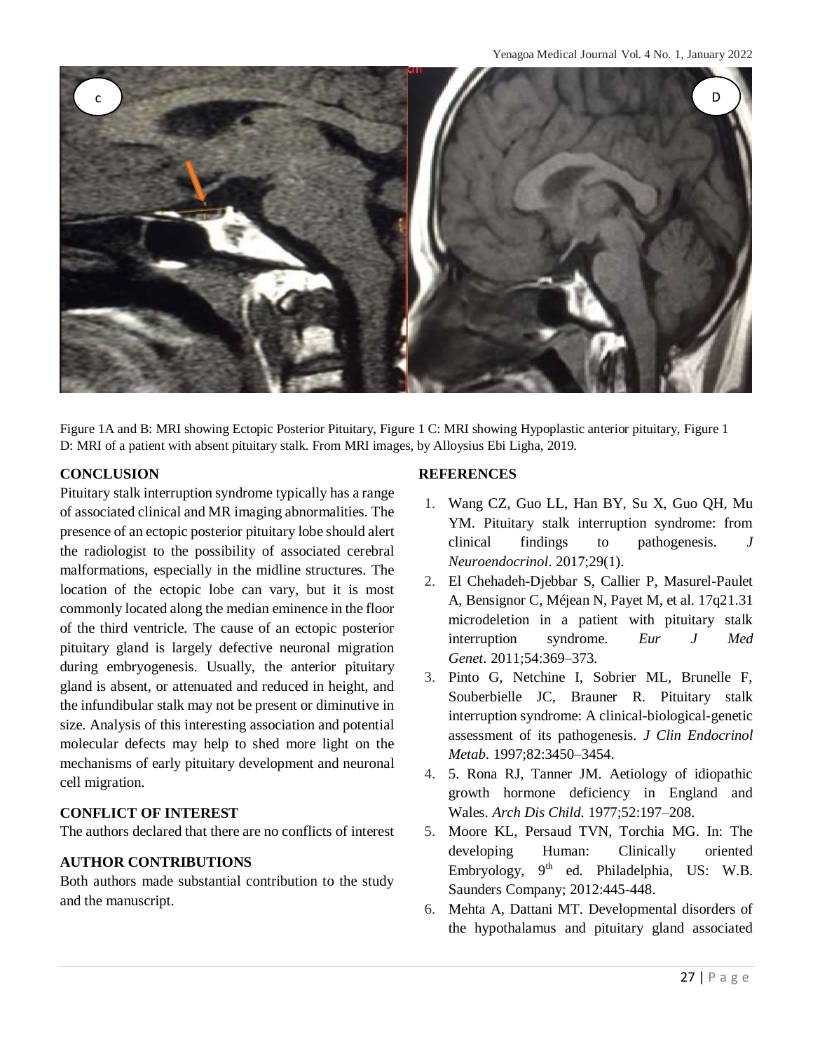Figure 1A and B: MRI showing Ectopic Posterior Pituitary, Figure 1 C: MRI showing Hypoplastic anterior pituitary, Figure 1 D: MRI of a patient with absent pituitary stalk. From MRI images, by Alloysius Ebi Ligha, 2019.

## CONCLUSION

Pituitary stalk interruption syndrome typically has a range of associated clinical and MR imaging abnormalities. The presence of an ectopic posterior pituitary lobe should alert the radiologist to the possibility of associated cerebral malformations, especially in the midline structures. The location of the ectopic lobe can vary, but it is most commonly located along the median eminence in the floor of the third ventricle. The cause of an ectopic posterior pituitary gland is largely defective neuronal migration during embryogenesis. Usually, the anterior pituitary gland is absent, or attenuated and reduced in height, and the infundibular stalk may not be present or diminutive in size. Analysis of this interesting association and potential molecular defects may help to shed more light on the mechanisms of early pituitary development and neuronal cell migration.

## CONFLICT OF INTEREST

The authors declared that there are no conflicts of interest

## AUTHOR CONTRIBUTIONS

Both authors made substantial contribution to the study and the manuscript.

## REFERENCES

1. Wang CZ, Guo LL, Han BY, Su X, Guo QH, Mu YM. Pituitary stalk interruption syndrome: from clinical findings to pathogenesis. *J Neuroendocrinol*. 2017;29(1).
2. El Chehadeh-Djebbar S, Callier P, Masurel-Paulet A, Bensignor C, Méjean N, Payet M, et al. 17q21.31 microdeletion in a patient with pituitary stalk interruption syndrome. *Eur J Med Genet*. 2011;54:369–373.
3. Pinto G, Netchine I, Sobrier ML, Brunelle F, Souberbielle JC, Brauner R. Pituitary stalk interruption syndrome: A clinical-biological-genetic assessment of its pathogenesis. *J Clin Endocrinol Metab*. 1997;82:3450–3454.
4. 5. Rona RJ, Tanner JM. Aetiology of idiopathic growth hormone deficiency in England and Wales. *Arch Dis Child*. 1977;52:197–208.
5. Moore KL, Persaud TVN, Torchia MG. In: The developing Human: Clinically oriented Embryology, 9th ed. Philadelphia, US: W.B. Saunders Company; 2012:445-448.
6. Mehta A, Dattani MT. Developmental disorders of the hypothalamus and pituitary gland associated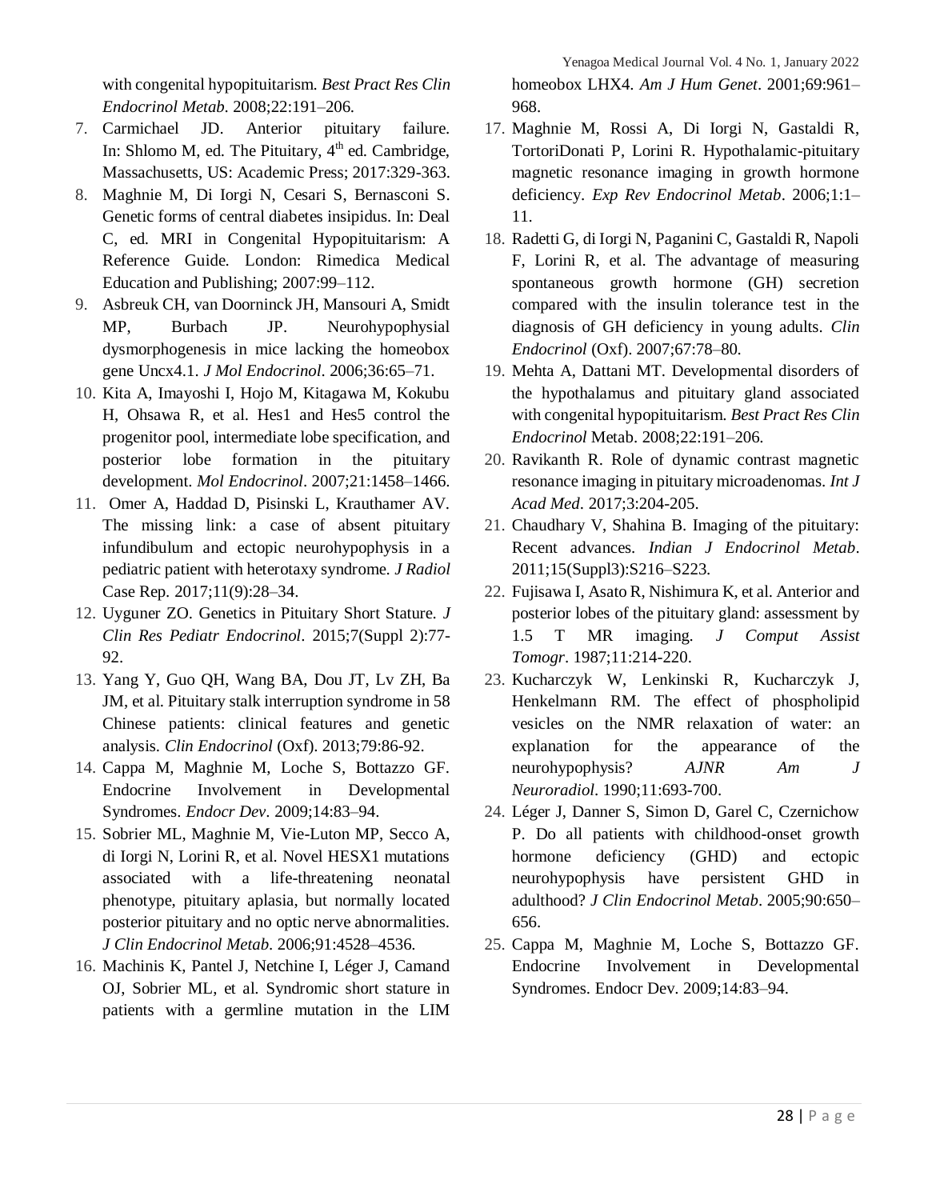with congenital hypopituitarism. *Best Pract Res Clin Endocrinol Metab*. 2008;22:191–206.

7. Carmichael JD. Anterior pituitary failure. In: Shlomo M, ed. The Pituitary, 4th ed. Cambridge, Massachusetts, US: Academic Press; 2017:329-363.
8. Maghnie M, Di Iorgi N, Cesari S, Bernasconi S. Genetic forms of central diabetes insipidus. In: Deal C, ed. MRI in Congenital Hypopituitarism: A Reference Guide. London: Rimedica Medical Education and Publishing; 2007:99–112.
9. Asbreuk CH, van Doorninck JH, Mansouri A, Smidt MP, Burbach JP. Neurohypophysial dysmorphogenesis in mice lacking the homeobox gene Uncx4.1. *J Mol Endocrinol*. 2006;36:65–71.
10. Kita A, Imayoshi I, Hojo M, Kitagawa M, Kokubu H, Ohsawa R, et al. Hes1 and Hes5 control the progenitor pool, intermediate lobe specification, and posterior lobe formation in the pituitary development. *Mol Endocrinol*. 2007;21:1458–1466.
11. Omer A, Haddad D, Pisinski L, Krauthamer AV. The missing link: a case of absent pituitary infundibulum and ectopic neurohypophysis in a pediatric patient with heterotaxy syndrome. *J Radiol* Case Rep. 2017;11(9):28–34.
12. Uyguner ZO. Genetics in Pituitary Short Stature. *J Clin Res Pediatr Endocrinol*. 2015;7(Suppl 2):77-92.
13. Yang Y, Guo QH, Wang BA, Dou JT, Lv ZH, Ba JM, et al. Pituitary stalk interruption syndrome in 58 Chinese patients: clinical features and genetic analysis. *Clin Endocrinol* (Oxf). 2013;79:86-92.
14. Cappa M, Maghnie M, Loche S, Bottazzo GF. Endocrine Involvement in Developmental Syndromes. *Endocr Dev*. 2009;14:83–94.
15. Sobrier ML, Maghnie M, Vie-Luton MP, Secco A, di Iorgi N, Lorini R, et al. Novel HESX1 mutations associated with a life-threatening neonatal phenotype, pituitary aplasia, but normally located posterior pituitary and no optic nerve abnormalities. *J Clin Endocrinol Metab*. 2006;91:4528–4536.
16. Machinis K, Pantel J, Netchine I, Léger J, Camand OJ, Sobrier ML, et al. Syndromic short stature in patients with a germline mutation in the LIM homeobox LHX4. *Am J Hum Genet*. 2001;69:961–968.
17. Maghnie M, Rossi A, Di Iorgi N, Gastaldi R, TortoriDonati P, Lorini R. Hypothalamic-pituitary magnetic resonance imaging in growth hormone deficiency. *Exp Rev Endocrinol Metab*. 2006;1:1–11.
18. Radetti G, di Iorgi N, Paganini C, Gastaldi R, Napoli F, Lorini R, et al. The advantage of measuring spontaneous growth hormone (GH) secretion compared with the insulin tolerance test in the diagnosis of GH deficiency in young adults. *Clin Endocrinol* (Oxf). 2007;67:78–80.
19. Mehta A, Dattani MT. Developmental disorders of the hypothalamus and pituitary gland associated with congenital hypopituitarism. *Best Pract Res Clin Endocrinol* Metab. 2008;22:191–206.
20. Ravikanth R. Role of dynamic contrast magnetic resonance imaging in pituitary microadenomas. *Int J Acad Med*. 2017;3:204-205.
21. Chaudhary V, Shahina B. Imaging of the pituitary: Recent advances. *Indian J Endocrinol Metab*. 2011;15(Suppl3):S216–S223.
22. Fujisawa I, Asato R, Nishimura K, et al. Anterior and posterior lobes of the pituitary gland: assessment by 1.5 T MR imaging. *J Comput Assist Tomogr*. 1987;11:214-220.
23. Kucharczyk W, Lenkinski R, Kucharczyk J, Henkelmann RM. The effect of phospholipid vesicles on the NMR relaxation of water: an explanation for the appearance of the neurohypophysis? *AJNR Am J Neuroradiol*. 1990;11:693-700.
24. Léger J, Danner S, Simon D, Garel C, Czernichow P. Do all patients with childhood-onset growth hormone deficiency (GHD) and ectopic neurohypophysis have persistent GHD in adulthood? *J Clin Endocrinol Metab*. 2005;90:650–656.
25. Cappa M, Maghnie M, Loche S, Bottazzo GF. Endocrine Involvement in Developmental Syndromes. Endocr Dev. 2009;14:83–94.